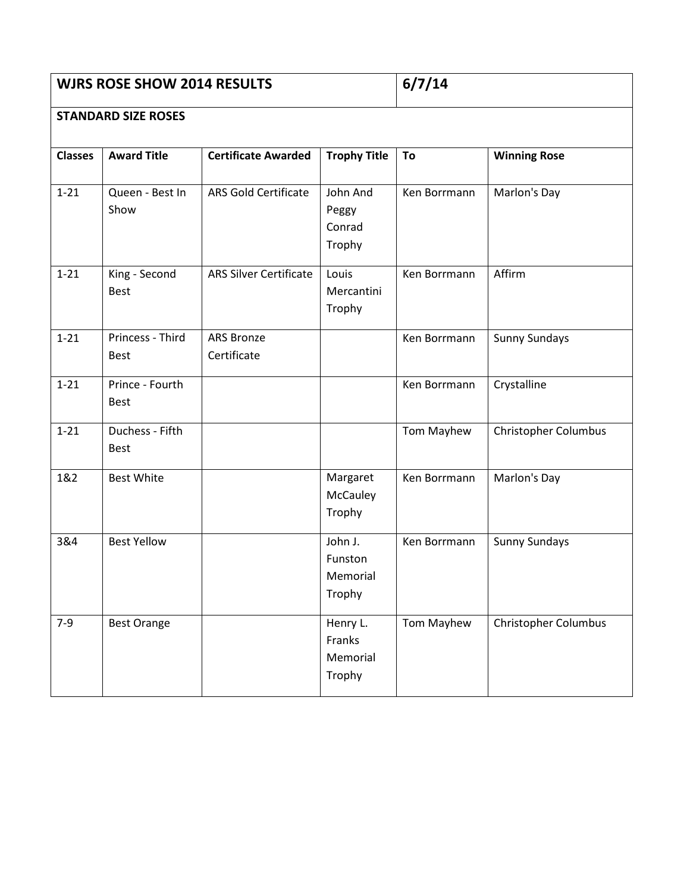| WJRS ROSE SHOW 2014 RESULTS | | | | 6/7/14 | |
|---|---|---|---|---|---|
| **STANDARD SIZE ROSES** | | | | | |
| **Classes** | **Award Title** | **Certificate Awarded** | **Trophy Title** | **To** | **Winning Rose** |
| 1-21 | Queen - Best In Show | ARS Gold Certificate | John And Peggy Conrad Trophy | Ken Borrmann | Marlon's Day |
| 1-21 | King - Second Best | ARS Silver Certificate | Louis Mercantini Trophy | Ken Borrmann | Affirm |
| 1-21 | Princess - Third Best | ARS Bronze Certificate | | Ken Borrmann | Sunny Sundays |
| 1-21 | Prince - Fourth Best | | | Ken Borrmann | Crystalline |
| 1-21 | Duchess - Fifth Best | | | Tom Mayhew | Christopher Columbus |
| 1&2 | Best White | | Margaret McCauley Trophy | Ken Borrmann | Marlon's Day |
| 3&4 | Best Yellow | | John J. Funston Memorial Trophy | Ken Borrmann | Sunny Sundays |
| 7-9 | Best Orange | | Henry L. Franks Memorial Trophy | Tom Mayhew | Christopher Columbus |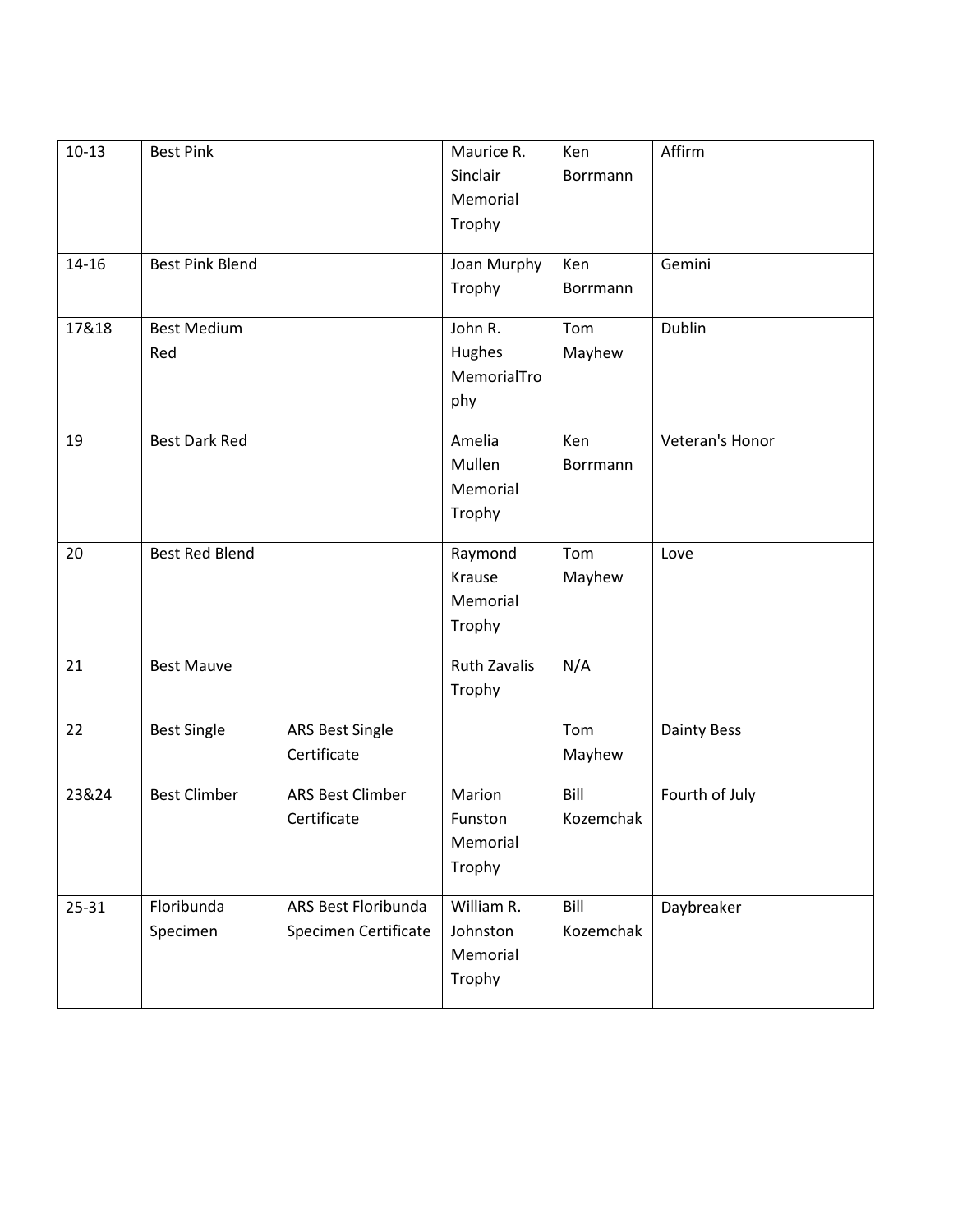| 10-13 | Best Pink | | Maurice R. Sinclair Memorial Trophy | Ken Borrmann | Affirm |
|---|---|---|---|---|---|
| 14-16 | Best Pink Blend | | Joan Murphy Trophy | Ken Borrmann | Gemini |
| 17&18 | Best Medium Red | | John R. Hughes MemorialTrophy | Tom Mayhew | Dublin |
| 19 | Best Dark Red | | Amelia Mullen Memorial Trophy | Ken Borrmann | Veteran's Honor |
| 20 | Best Red Blend | | Raymond Krause Memorial Trophy | Tom Mayhew | Love |
| 21 | Best Mauve | | Ruth Zavalis Trophy | N/A | |
| 22 | Best Single | ARS Best Single Certificate | | Tom Mayhew | Dainty Bess |
| 23&24 | Best Climber | ARS Best Climber Certificate | Marion Funston Memorial Trophy | Bill Kozemchak | Fourth of July |
| 25-31 | Floribunda Specimen | ARS Best Floribunda Specimen Certificate | William R. Johnston Memorial Trophy | Bill Kozemchak | Daybreaker |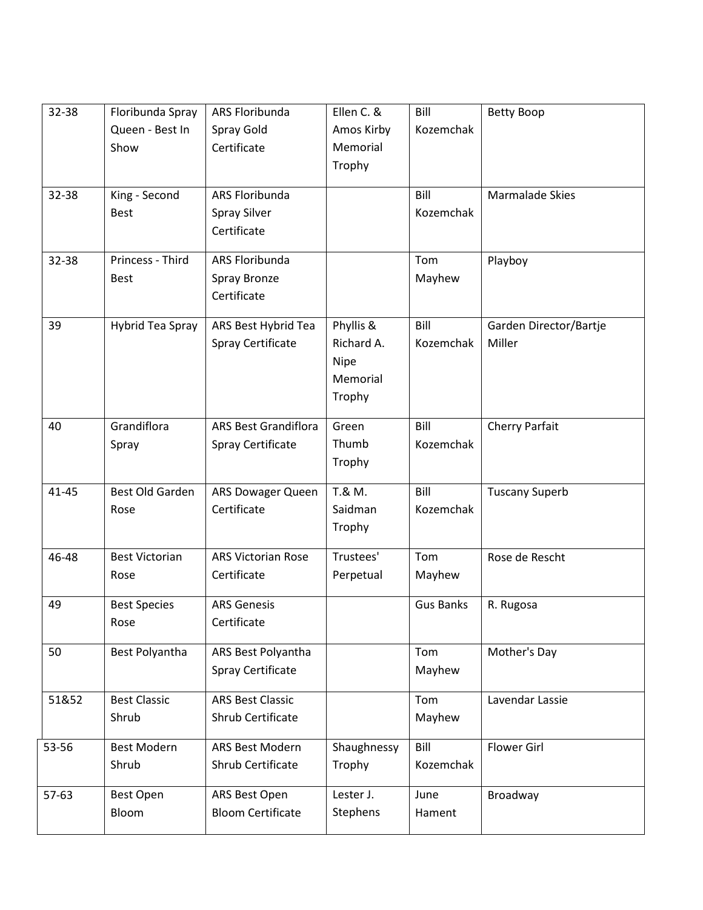| | | | | | |
|---|---|---|---|---|---|
| 32-38 | Floribunda Spray Queen - Best In Show | ARS Floribunda Spray Gold Certificate | Ellen C. & Amos Kirby Memorial Trophy | Bill Kozemchak | Betty Boop |
| 32-38 | King - Second Best | ARS Floribunda Spray Silver Certificate | | Bill Kozemchak | Marmalade Skies |
| 32-38 | Princess - Third Best | ARS Floribunda Spray Bronze Certificate | | Tom Mayhew | Playboy |
| 39 | Hybrid Tea Spray | ARS Best Hybrid Tea Spray Certificate | Phyllis & Richard A. Nipe Memorial Trophy | Bill Kozemchak | Garden Director/Bartje Miller |
| 40 | Grandiflora Spray | ARS Best Grandiflora Spray Certificate | Green Thumb Trophy | Bill Kozemchak | Cherry Parfait |
| 41-45 | Best Old Garden Rose | ARS Dowager Queen Certificate | T.& M. Saidman Trophy | Bill Kozemchak | Tuscany Superb |
| 46-48 | Best Victorian Rose | ARS Victorian Rose Certificate | Trustees' Perpetual | Tom Mayhew | Rose de Rescht |
| 49 | Best Species Rose | ARS Genesis Certificate | | Gus Banks | R. Rugosa |
| 50 | Best Polyantha | ARS Best Polyantha Spray Certificate | | Tom Mayhew | Mother's Day |
| 51&52 | Best Classic Shrub | ARS Best Classic Shrub Certificate | | Tom Mayhew | Lavendar Lassie |
| 53-56 | Best Modern Shrub | ARS Best Modern Shrub Certificate | Shaughnessy Trophy | Bill Kozemchak | Flower Girl |
| 57-63 | Best Open Bloom | ARS Best Open Bloom Certificate | Lester J. Stephens | June Hament | Broadway |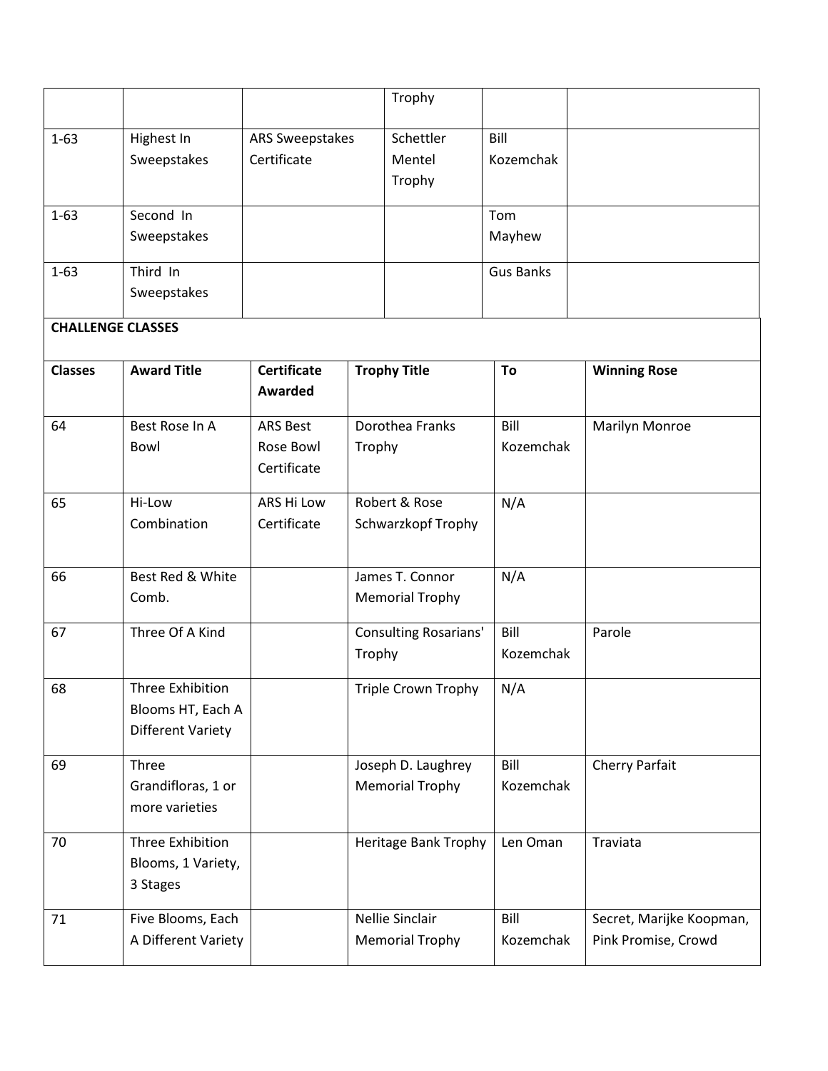| | | | Trophy | | |
|---|---|---|---|---|---|
| 1-63 | Highest In Sweepstakes | ARS Sweepstakes Certificate | Schettler Mentel Trophy | Bill Kozemchak | |
| 1-63 | Second In Sweepstakes | | | Tom Mayhew | |
| 1-63 | Third In Sweepstakes | | | Gus Banks | |

**CHALLENGE CLASSES**

| Classes | Award Title | Certificate Awarded | Trophy Title | To | Winning Rose |
|---|---|---|---|---|---|
| 64 | Best Rose In A Bowl | ARS Best Rose Bowl Certificate | Dorothea Franks Trophy | Bill Kozemchak | Marilyn Monroe |
| 65 | Hi-Low Combination | ARS Hi Low Certificate | Robert & Rose Schwarzkopf Trophy | N/A | |
| 66 | Best Red & White Comb. | | James T. Connor Memorial Trophy | N/A | |
| 67 | Three Of A Kind | | Consulting Rosarians' Trophy | Bill Kozemchak | Parole |
| 68 | Three Exhibition Blooms HT, Each A Different Variety | | Triple Crown Trophy | N/A | |
| 69 | Three Grandifloras, 1 or more varieties | | Joseph D. Laughrey Memorial Trophy | Bill Kozemchak | Cherry Parfait |
| 70 | Three Exhibition Blooms, 1 Variety, 3 Stages | | Heritage Bank Trophy | Len Oman | Traviata |
| 71 | Five Blooms, Each A Different Variety | | Nellie Sinclair Memorial Trophy | Bill Kozemchak | Secret, Marijke Koopman, Pink Promise, Crowd |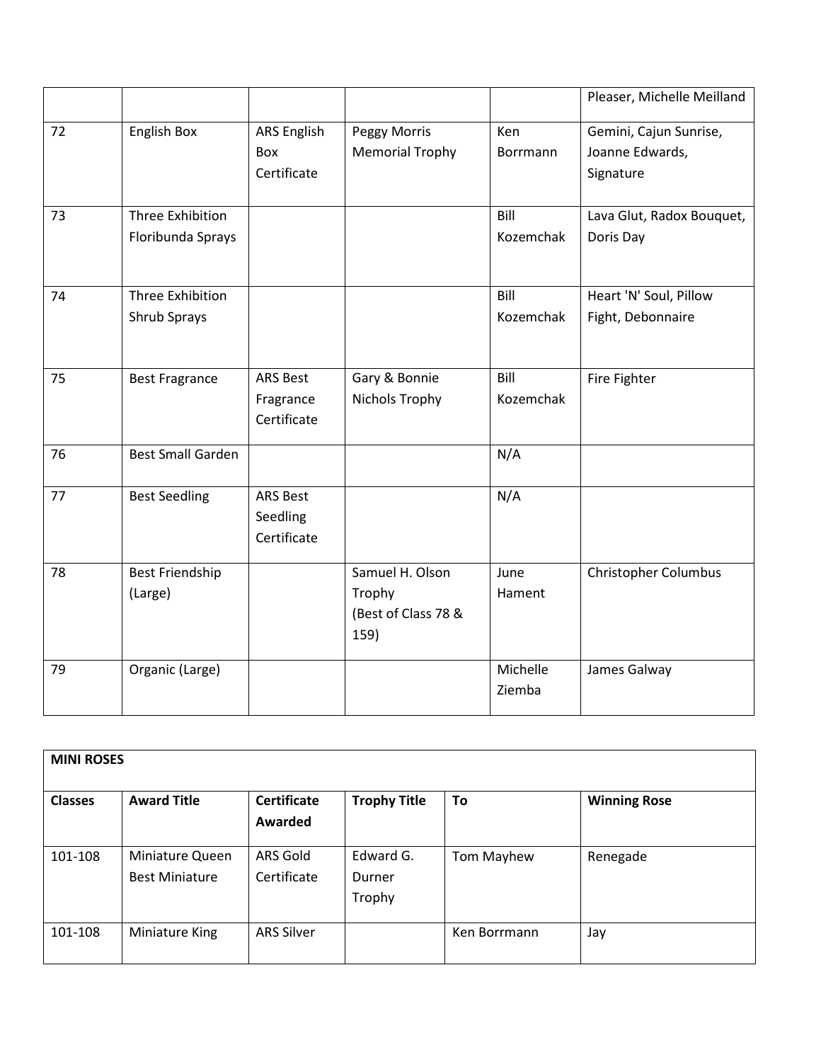| | | | | | |
|---|---|---|---|---|---|
| | | | | | Pleaser, Michelle Meilland |
| 72 | English Box | ARS English Box Certificate | Peggy Morris Memorial Trophy | Ken Borrmann | Gemini, Cajun Sunrise, Joanne Edwards, Signature |
| 73 | Three Exhibition Floribunda Sprays | | | Bill Kozemchak | Lava Glut, Radox Bouquet, Doris Day |
| 74 | Three Exhibition Shrub Sprays | | | Bill Kozemchak | Heart 'N' Soul, Pillow Fight, Debonnaire |
| 75 | Best Fragrance | ARS Best Fragrance Certificate | Gary & Bonnie Nichols Trophy | Bill Kozemchak | Fire Fighter |
| 76 | Best Small Garden | | | N/A | |
| 77 | Best Seedling | ARS Best Seedling Certificate | | N/A | |
| 78 | Best Friendship (Large) | | Samuel H. Olson Trophy (Best of Class 78 & 159) | June Hament | Christopher Columbus |
| 79 | Organic (Large) | | | Michelle Ziemba | James Galway |

**MINI ROSES**

| Classes | Award Title | Certificate Awarded | Trophy Title | To | Winning Rose |
|---|---|---|---|---|---|
| 101-108 | Miniature Queen Best Miniature | ARS Gold Certificate | Edward G. Durner Trophy | Tom Mayhew | Renegade |
| 101-108 | Miniature King | ARS Silver | | Ken Borrmann | Jay |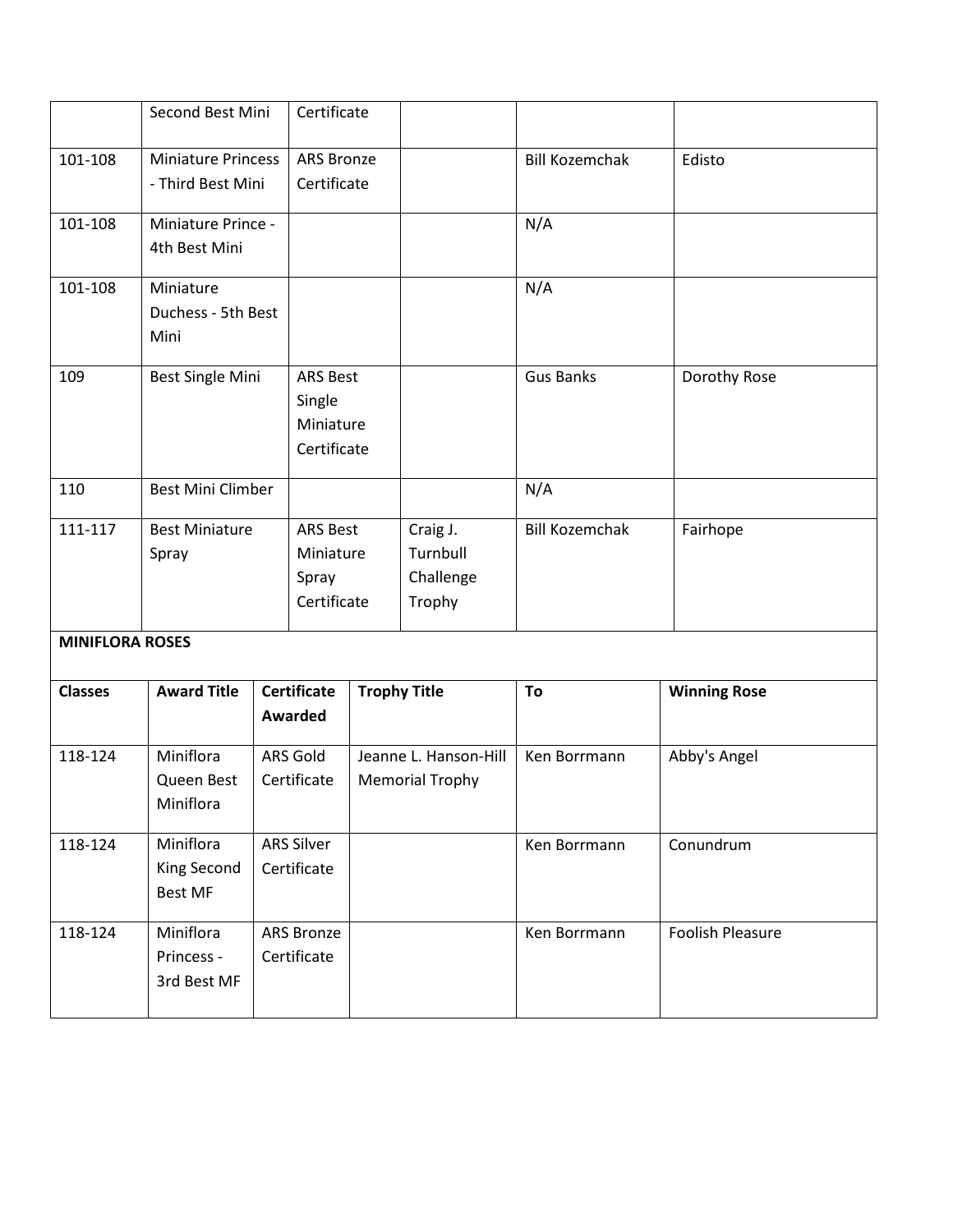| | | | | | |
|---|---|---|---|---|---|
| | Second Best Mini | Certificate | | | |
| 101-108 | Miniature Princess - Third Best Mini | ARS Bronze Certificate | | Bill Kozemchak | Edisto |
| 101-108 | Miniature Prince - 4th Best Mini | | | N/A | |
| 101-108 | Miniature Duchess - 5th Best Mini | | | N/A | |
| 109 | Best Single Mini | ARS Best Single Miniature Certificate | | Gus Banks | Dorothy Rose |
| 110 | Best Mini Climber | | | N/A | |
| 111-117 | Best Miniature Spray | ARS Best Miniature Spray Certificate | Craig J. Turnbull Challenge Trophy | Bill Kozemchak | Fairhope |

**MINIFLORA ROSES**

| Classes | Award Title | Certificate Awarded | Trophy Title | To | Winning Rose |
|---|---|---|---|---|---|
| 118-124 | Miniflora Queen Best Miniflora | ARS Gold Certificate | Jeanne L. Hanson-Hill Memorial Trophy | Ken Borrmann | Abby's Angel |
| 118-124 | Miniflora King Second Best MF | ARS Silver Certificate | | Ken Borrmann | Conundrum |
| 118-124 | Miniflora Princess - 3rd Best MF | ARS Bronze Certificate | | Ken Borrmann | Foolish Pleasure |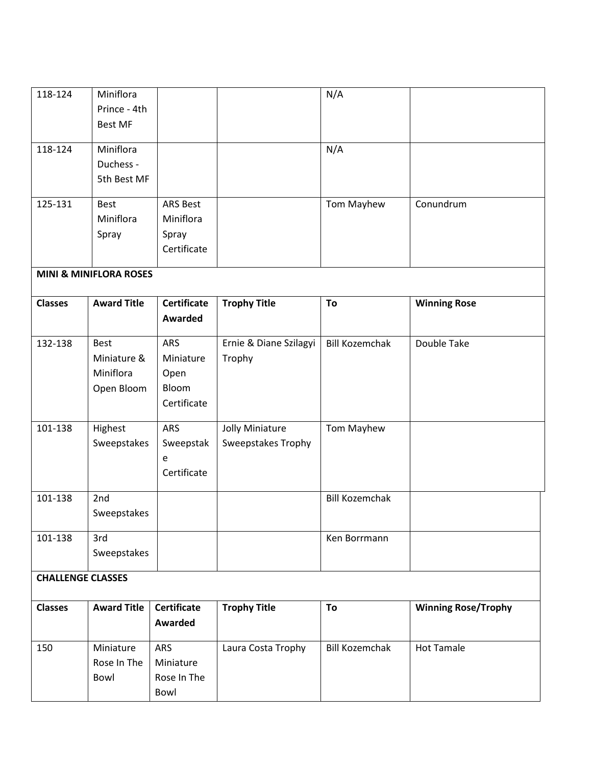| 118-124 | Miniflora Prince - 4th Best MF | | | N/A | |
|---|---|---|---|---|---|
| 118-124 | Miniflora Duchess - 5th Best MF | | | N/A | |
| 125-131 | Best Miniflora Spray | ARS Best Miniflora Spray Certificate | | Tom Mayhew | Conundrum |

**MINI & MINIFLORA ROSES**

| Classes | Award Title | Certificate Awarded | Trophy Title | To | Winning Rose |
|---|---|---|---|---|---|
| 132-138 | Best Miniature & Miniflora Open Bloom | ARS Miniature Open Bloom Certificate | Ernie & Diane Szilagyi Trophy | Bill Kozemchak | Double Take |
| 101-138 | Highest Sweepstakes | ARS Sweepstake Certificate | Jolly Miniature Sweepstakes Trophy | Tom Mayhew | |
| 101-138 | 2nd Sweepstakes | | | Bill Kozemchak | |
| 101-138 | 3rd Sweepstakes | | | Ken Borrmann | |

**CHALLENGE CLASSES**

| Classes | Award Title | Certificate Awarded | Trophy Title | To | Winning Rose/Trophy |
|---|---|---|---|---|---|
| 150 | Miniature Rose In The Bowl | ARS Miniature Rose In The Bowl | Laura Costa Trophy | Bill Kozemchak | Hot Tamale |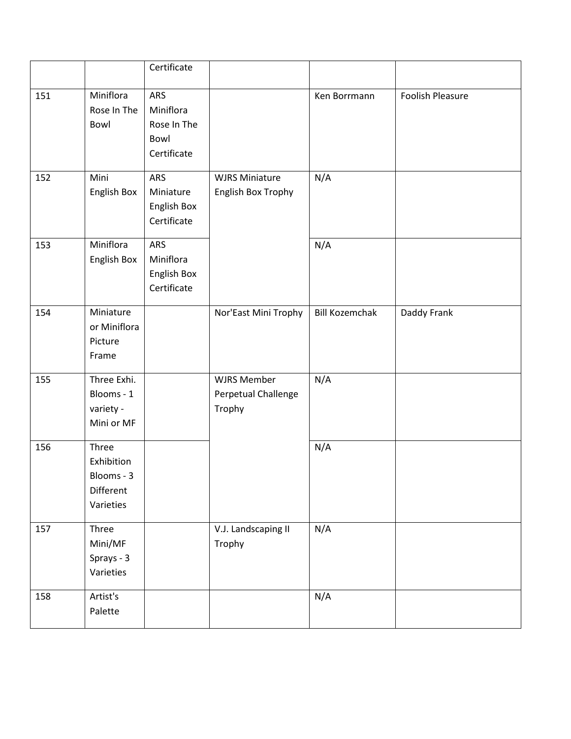| | | | | | |
|---|---|---|---|---|---|
| | | Certificate | | | |
| 151 | Miniflora Rose In The Bowl | ARS Miniflora Rose In The Bowl Certificate | | Ken Borrmann | Foolish Pleasure |
| 152 | Mini English Box | ARS Miniature English Box Certificate | WJRS Miniature English Box Trophy | N/A | |
| 153 | Miniflora English Box | ARS Miniflora English Box Certificate | | N/A | |
| 154 | Miniature or Miniflora Picture Frame | | Nor'East Mini Trophy | Bill Kozemchak | Daddy Frank |
| 155 | Three Exhi. Blooms - 1 variety - Mini or MF | | WJRS Member Perpetual Challenge Trophy | N/A | |
| 156 | Three Exhibition Blooms - 3 Different Varieties | | | N/A | |
| 157 | Three Mini/MF Sprays - 3 Varieties | | V.J. Landscaping II Trophy | N/A | |
| 158 | Artist's Palette | | | N/A | |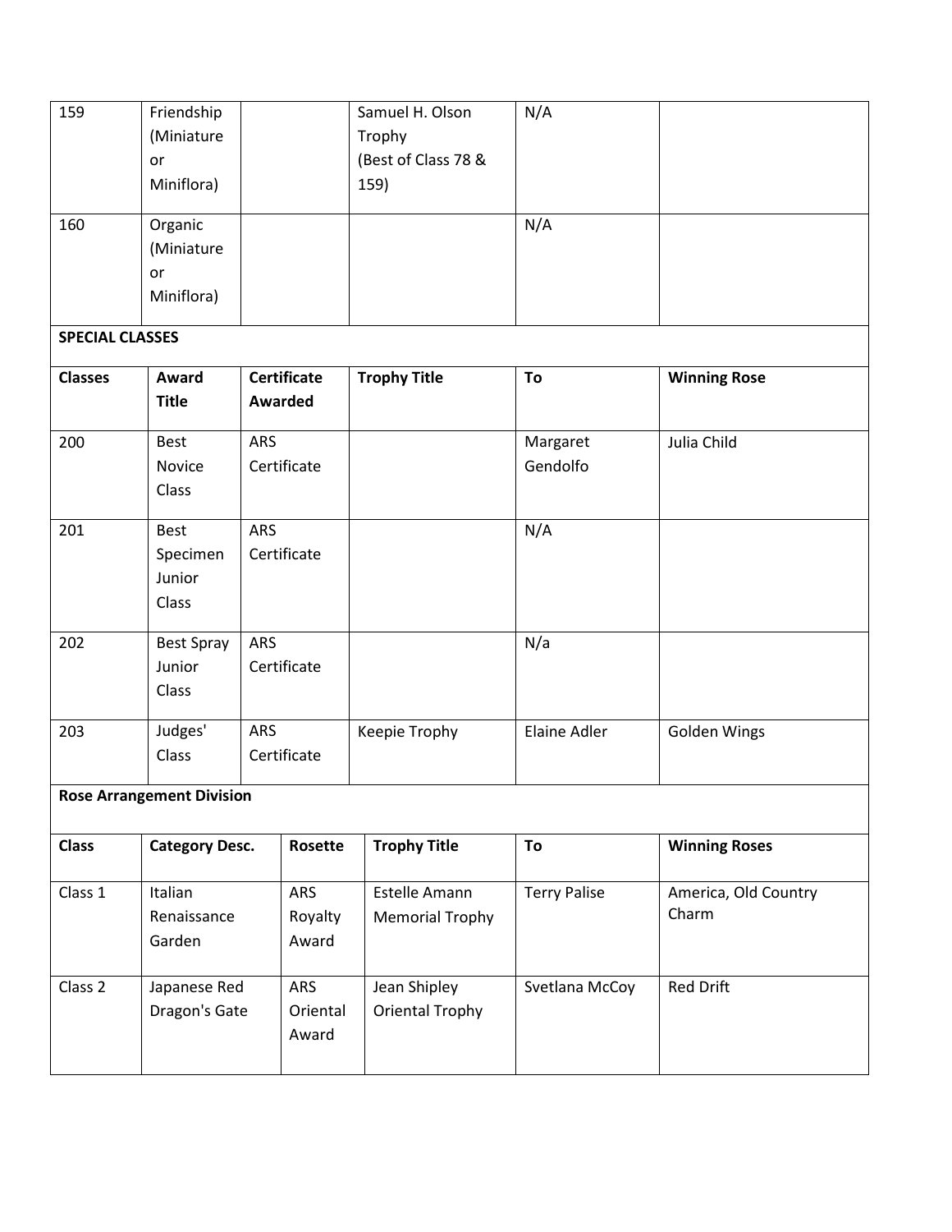| 159 | Friendship (Miniature or Miniflora) | | Samuel H. Olson Trophy (Best of Class 78 & 159) | N/A | |
|---|---|---|---|---|---|
| 160 | Organic (Miniature or Miniflora) | | | N/A | |

**SPECIAL CLASSES**

| Classes | Award Title | Certificate Awarded | Trophy Title | To | Winning Rose |
|---|---|---|---|---|---|
| 200 | Best Novice Class | ARS Certificate | | Margaret Gendolfo | Julia Child |
| 201 | Best Specimen Junior Class | ARS Certificate | | N/A | |
| 202 | Best Spray Junior Class | ARS Certificate | | N/a | |
| 203 | Judges' Class | ARS Certificate | Keepie Trophy | Elaine Adler | Golden Wings |

**Rose Arrangement Division**

| Class | Category Desc. | Rosette | Trophy Title | To | Winning Roses |
|---|---|---|---|---|---|
| Class 1 | Italian Renaissance Garden | ARS Royalty Award | Estelle Amann Memorial Trophy | Terry Palise | America, Old Country Charm |
| Class 2 | Japanese Red Dragon's Gate | ARS Oriental Award | Jean Shipley Oriental Trophy | Svetlana McCoy | Red Drift |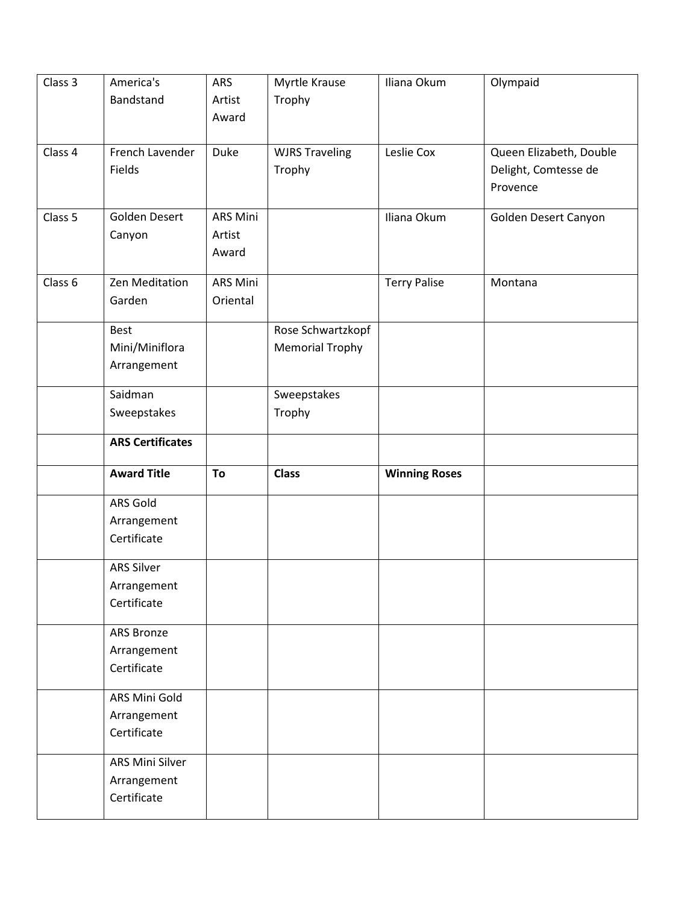| Class 3 | America's Bandstand | ARS Artist Award | Myrtle Krause Trophy | Iliana Okum | Olympaid |
|---|---|---|---|---|---|
| Class 4 | French Lavender Fields | Duke | WJRS Traveling Trophy | Leslie Cox | Queen Elizabeth, Double Delight, Comtesse de Provence |
| Class 5 | Golden Desert Canyon | ARS Mini Artist Award | | Iliana Okum | Golden Desert Canyon |
| Class 6 | Zen Meditation Garden | ARS Mini Oriental | | Terry Palise | Montana |
| | Best Mini/Miniflora Arrangement | | Rose Schwartzkopf Memorial Trophy | | |
| | Saidman Sweepstakes | | Sweepstakes Trophy | | |
| | **ARS Certificates** | | | | |
| | **Award Title** | **To** | **Class** | **Winning Roses** | |
| | ARS Gold Arrangement Certificate | | | | |
| | ARS Silver Arrangement Certificate | | | | |
| | ARS Bronze Arrangement Certificate | | | | |
| | ARS Mini Gold Arrangement Certificate | | | | |
| | ARS Mini Silver Arrangement Certificate | | | | |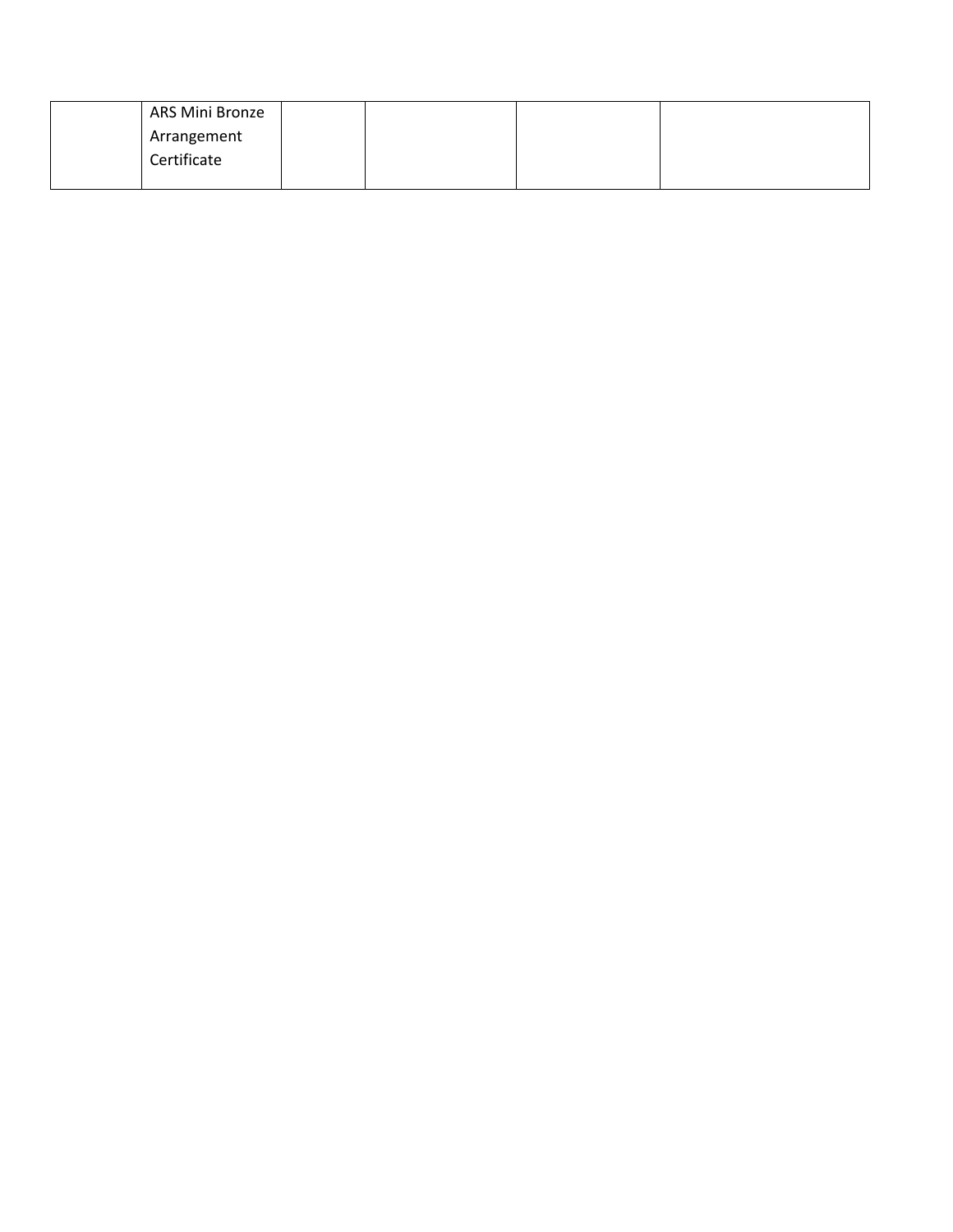| | | | | | |
|---|---|---|---|---|---|
| | ARS Mini Bronze Arrangement Certificate | | | | |